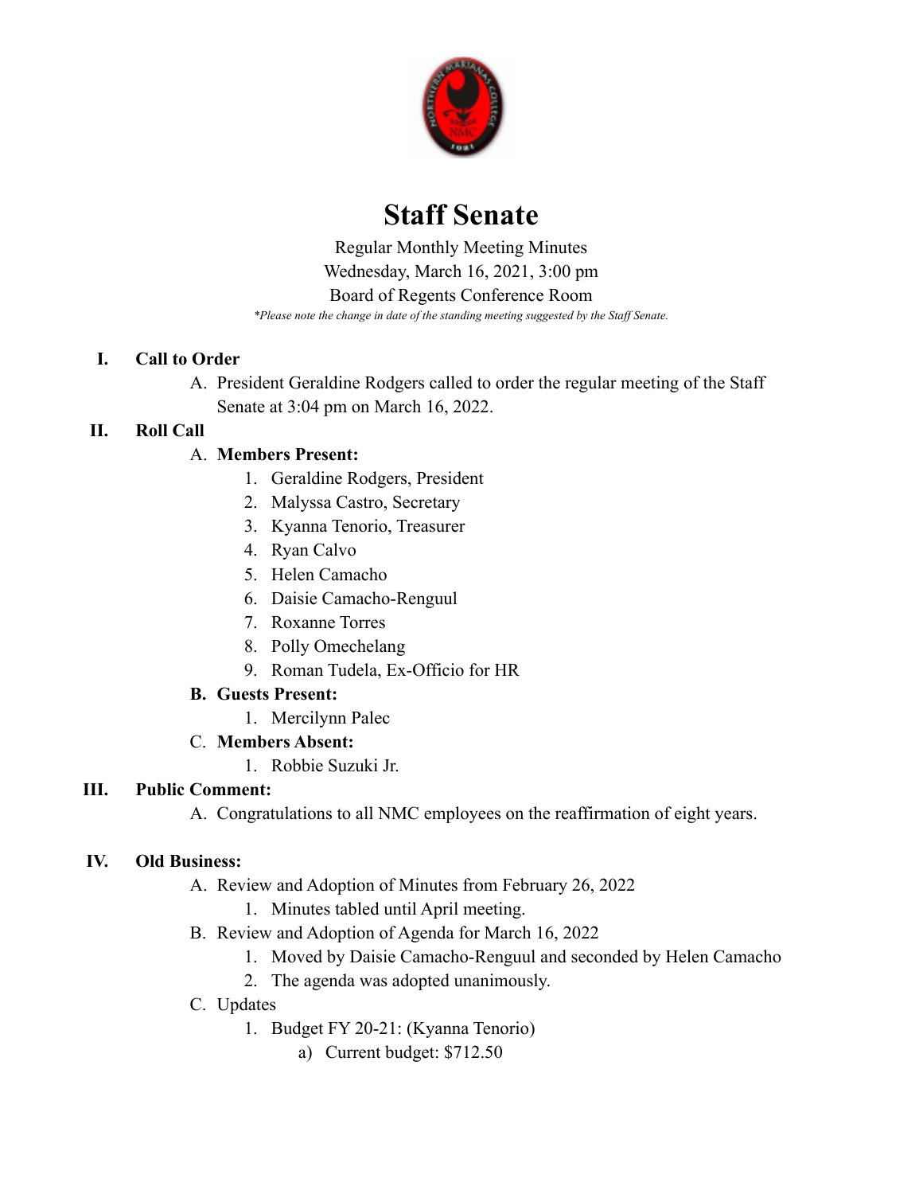# Staff Senate

Regular Monthly Meeting Minutes
Wednesday, March 16, 2021, 3:00 pm
Board of Regents Conference Room
*\*Please note the change in date of the standing meeting suggested by the Staff Senate.*

## I. Call to Order

A. President Geraldine Rodgers called to order the regular meeting of the Staff Senate at 3:04 pm on March 16, 2022.

## II. Roll Call

A. **Members Present:**
   1. Geraldine Rodgers, President
   2. Malyssa Castro, Secretary
   3. Kyanna Tenorio, Treasurer
   4. Ryan Calvo
   5. Helen Camacho
   6. Daisie Camacho-Renguul
   7. Roxanne Torres
   8. Polly Omechelang
   9. Roman Tudela, Ex-Officio for HR

**B. Guests Present:**
   1. Mercilynn Palec

C. **Members Absent:**
   1. Robbie Suzuki Jr.

## III. Public Comment:

A. Congratulations to all NMC employees on the reaffirmation of eight years.

## IV. Old Business:

A. Review and Adoption of Minutes from February 26, 2022
   1. Minutes tabled until April meeting.

B. Review and Adoption of Agenda for March 16, 2022
   1. Moved by Daisie Camacho-Renguul and seconded by Helen Camacho
   2. The agenda was adopted unanimously.

C. Updates
   1. Budget FY 20-21: (Kyanna Tenorio)
      a) Current budget: $712.50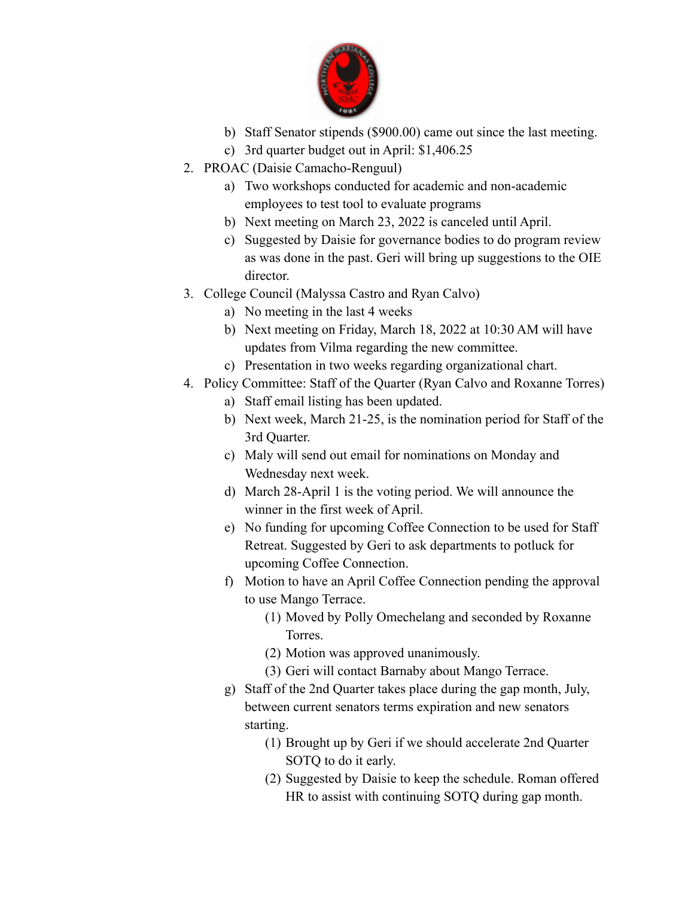b) Staff Senator stipends ($900.00) came out since the last meeting.
c) 3rd quarter budget out in April: $1,406.25

2. PROAC (Daisie Camacho-Renguul)
    a) Two workshops conducted for academic and non-academic employees to test tool to evaluate programs
    b) Next meeting on March 23, 2022 is canceled until April.
    c) Suggested by Daisie for governance bodies to do program review as was done in the past. Geri will bring up suggestions to the OIE director.
3. College Council (Malyssa Castro and Ryan Calvo)
    a) No meeting in the last 4 weeks
    b) Next meeting on Friday, March 18, 2022 at 10:30 AM will have updates from Vilma regarding the new committee.
    c) Presentation in two weeks regarding organizational chart.
4. Policy Committee: Staff of the Quarter (Ryan Calvo and Roxanne Torres)
    a) Staff email listing has been updated.
    b) Next week, March 21-25, is the nomination period for Staff of the 3rd Quarter.
    c) Maly will send out email for nominations on Monday and Wednesday next week.
    d) March 28-April 1 is the voting period. We will announce the winner in the first week of April.
    e) No funding for upcoming Coffee Connection to be used for Staff Retreat. Suggested by Geri to ask departments to potluck for upcoming Coffee Connection.
    f) Motion to have an April Coffee Connection pending the approval to use Mango Terrace.
        (1) Moved by Polly Omechelang and seconded by Roxanne Torres.
        (2) Motion was approved unanimously.
        (3) Geri will contact Barnaby about Mango Terrace.
    g) Staff of the 2nd Quarter takes place during the gap month, July, between current senators terms expiration and new senators starting.
        (1) Brought up by Geri if we should accelerate 2nd Quarter SOTQ to do it early.
        (2) Suggested by Daisie to keep the schedule. Roman offered HR to assist with continuing SOTQ during gap month.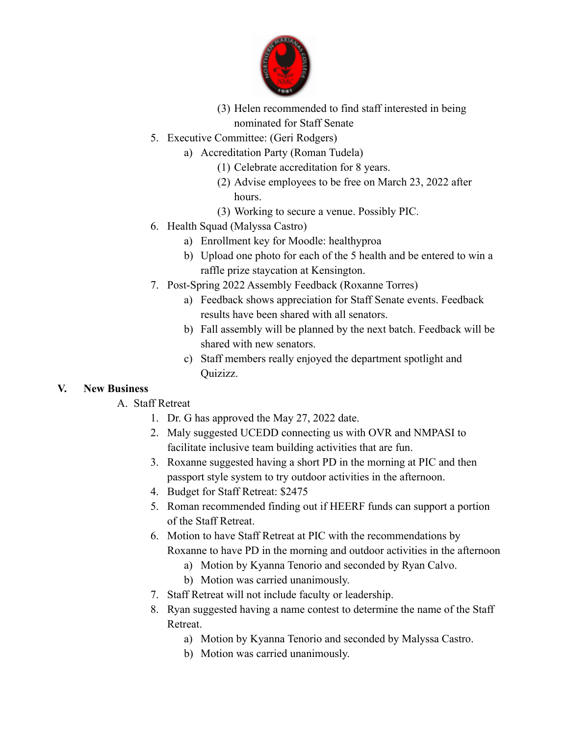(3) Helen recommended to find staff interested in being nominated for Staff Senate

5. Executive Committee: (Geri Rodgers)
   a) Accreditation Party (Roman Tudela)
      (1) Celebrate accreditation for 8 years.
      (2) Advise employees to be free on March 23, 2022 after hours.
      (3) Working to secure a venue. Possibly PIC.
6. Health Squad (Malyssa Castro)
   a) Enrollment key for Moodle: healthyproa
   b) Upload one photo for each of the 5 health and be entered to win a raffle prize staycation at Kensington.
7. Post-Spring 2022 Assembly Feedback (Roxanne Torres)
   a) Feedback shows appreciation for Staff Senate events. Feedback results have been shared with all senators.
   b) Fall assembly will be planned by the next batch. Feedback will be shared with new senators.
   c) Staff members really enjoyed the department spotlight and Quizizz.

## V. New Business

A. Staff Retreat
   1. Dr. G has approved the May 27, 2022 date.
   2. Maly suggested UCEDD connecting us with OVR and NMPASI to facilitate inclusive team building activities that are fun.
   3. Roxanne suggested having a short PD in the morning at PIC and then passport style system to try outdoor activities in the afternoon.
   4. Budget for Staff Retreat: $2475
   5. Roman recommended finding out if HEERF funds can support a portion of the Staff Retreat.
   6. Motion to have Staff Retreat at PIC with the recommendations by Roxanne to have PD in the morning and outdoor activities in the afternoon
      a) Motion by Kyanna Tenorio and seconded by Ryan Calvo.
      b) Motion was carried unanimously.
   7. Staff Retreat will not include faculty or leadership.
   8. Ryan suggested having a name contest to determine the name of the Staff Retreat.
      a) Motion by Kyanna Tenorio and seconded by Malyssa Castro.
      b) Motion was carried unanimously.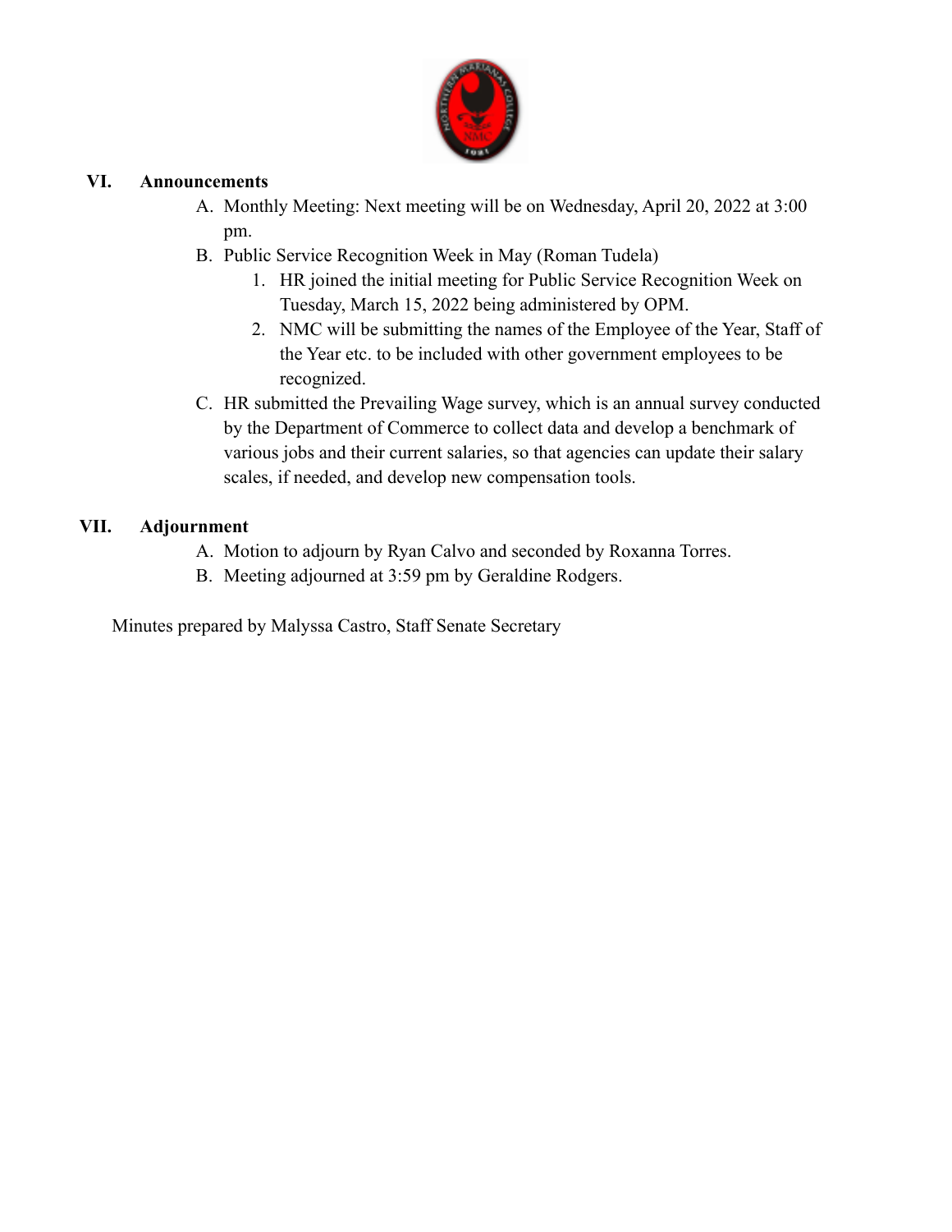## VI. Announcements

A. Monthly Meeting: Next meeting will be on Wednesday, April 20, 2022 at 3:00 pm.

B. Public Service Recognition Week in May (Roman Tudela)

1. HR joined the initial meeting for Public Service Recognition Week on Tuesday, March 15, 2022 being administered by OPM.
2. NMC will be submitting the names of the Employee of the Year, Staff of the Year etc. to be included with other government employees to be recognized.

C. HR submitted the Prevailing Wage survey, which is an annual survey conducted by the Department of Commerce to collect data and develop a benchmark of various jobs and their current salaries, so that agencies can update their salary scales, if needed, and develop new compensation tools.

## VII. Adjournment

A. Motion to adjourn by Ryan Calvo and seconded by Roxanna Torres.

B. Meeting adjourned at 3:59 pm by Geraldine Rodgers.

Minutes prepared by Malyssa Castro, Staff Senate Secretary